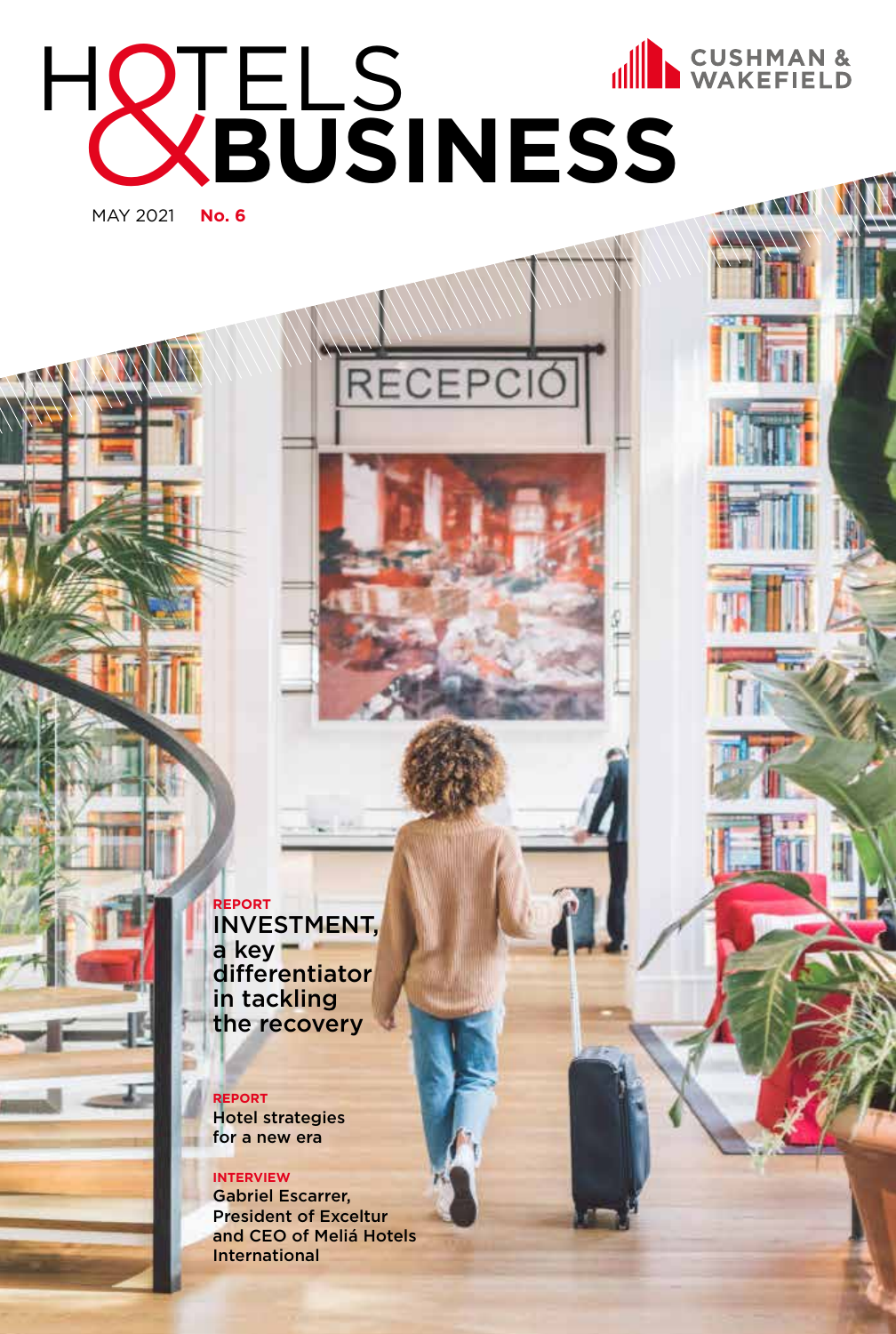# HOTELS & BUSINESS

CUSHMAN & WAKEFIELD

MAY 2021 **No. 6**

RECEPCIÓ

**REPORT**

## INVESTMENT, a key differentiator in tackling the recovery

**REPORT**

Hotel strategies for a new era

**INTERVIEW**

Gabriel Escarrer, President of Exceltur and CEO of Meliá Hotels International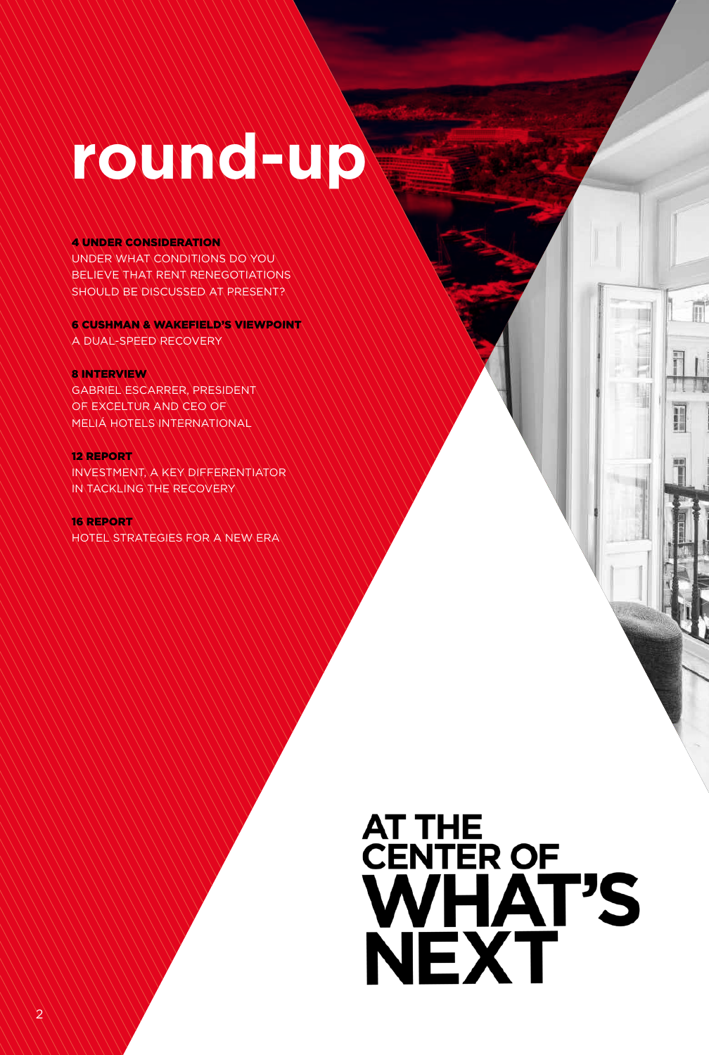# round-up

**4 UNDER CONSIDERATION**
UNDER WHAT CONDITIONS DO YOU BELIEVE THAT RENT RENEGOTIATIONS SHOULD BE DISCUSSED AT PRESENT?

**6 CUSHMAN & WAKEFIELD'S VIEWPOINT**
A DUAL-SPEED RECOVERY

**8 INTERVIEW**
GABRIEL ESCARRER, PRESIDENT OF EXCELTUR AND CEO OF MELIÁ HOTELS INTERNATIONAL

**12 REPORT**
INVESTMENT, A KEY DIFFERENTIATOR IN TACKLING THE RECOVERY

**16 REPORT**
HOTEL STRATEGIES FOR A NEW ERA

AT THE CENTER OF WHAT'S NEXT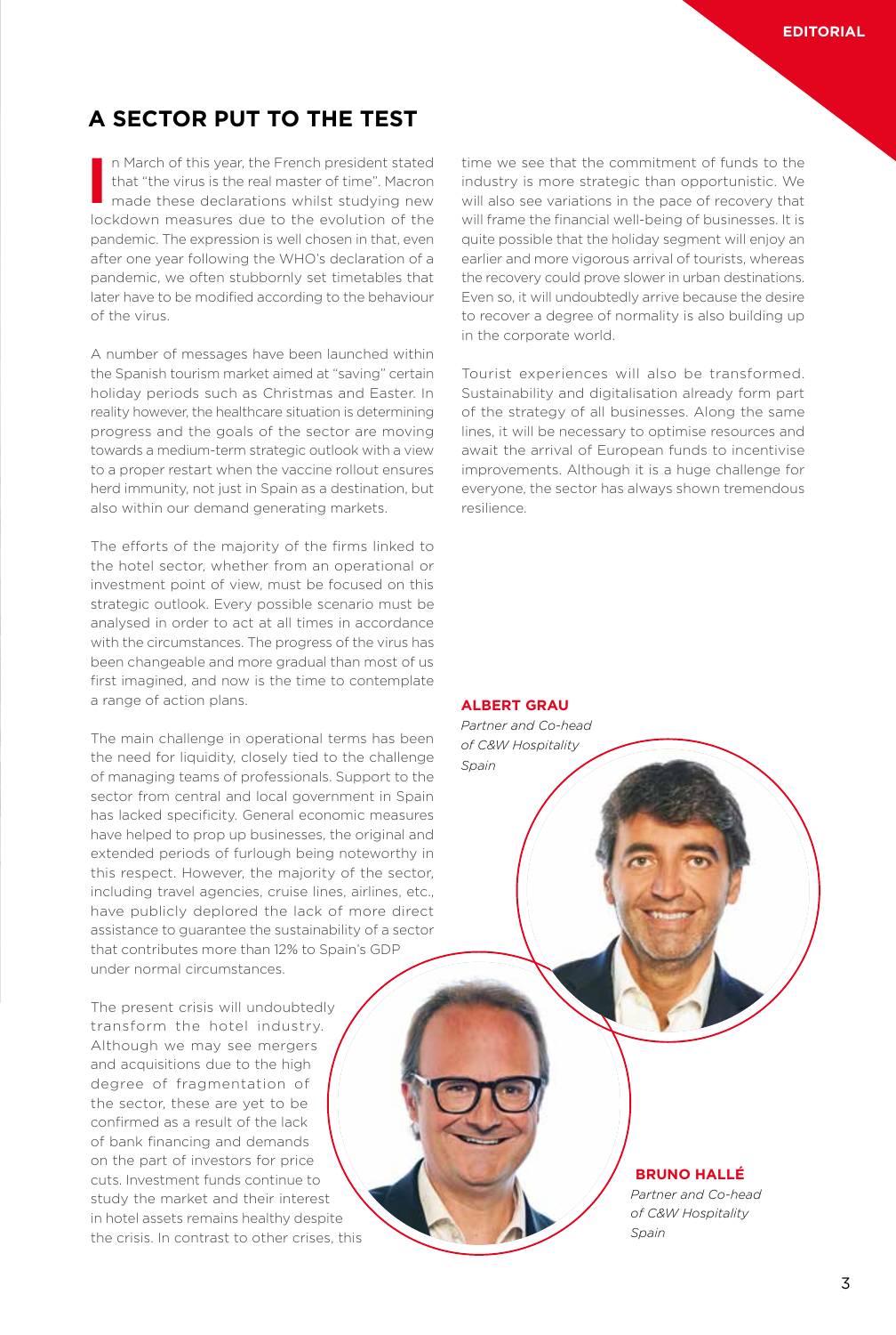# A SECTOR PUT TO THE TEST

In March of this year, the French president stated that "the virus is the real master of time". Macron made these declarations whilst studying new lockdown measures due to the evolution of the pandemic. The expression is well chosen in that, even after one year following the WHO's declaration of a pandemic, we often stubbornly set timetables that later have to be modified according to the behaviour of the virus.

A number of messages have been launched within the Spanish tourism market aimed at "saving" certain holiday periods such as Christmas and Easter. In reality however, the healthcare situation is determining progress and the goals of the sector are moving towards a medium-term strategic outlook with a view to a proper restart when the vaccine rollout ensures herd immunity, not just in Spain as a destination, but also within our demand generating markets.

The efforts of the majority of the firms linked to the hotel sector, whether from an operational or investment point of view, must be focused on this strategic outlook. Every possible scenario must be analysed in order to act at all times in accordance with the circumstances. The progress of the virus has been changeable and more gradual than most of us first imagined, and now is the time to contemplate a range of action plans.

The main challenge in operational terms has been the need for liquidity, closely tied to the challenge of managing teams of professionals. Support to the sector from central and local government in Spain has lacked specificity. General economic measures have helped to prop up businesses, the original and extended periods of furlough being noteworthy in this respect. However, the majority of the sector, including travel agencies, cruise lines, airlines, etc., have publicly deplored the lack of more direct assistance to guarantee the sustainability of a sector that contributes more than 12% to Spain's GDP under normal circumstances.

The present crisis will undoubtedly transform the hotel industry. Although we may see mergers and acquisitions due to the high degree of fragmentation of the sector, these are yet to be confirmed as a result of the lack of bank financing and demands on the part of investors for price cuts. Investment funds continue to study the market and their interest in hotel assets remains healthy despite the crisis. In contrast to other crises, this time we see that the commitment of funds to the industry is more strategic than opportunistic. We will also see variations in the pace of recovery that will frame the financial well-being of businesses. It is quite possible that the holiday segment will enjoy an earlier and more vigorous arrival of tourists, whereas the recovery could prove slower in urban destinations. Even so, it will undoubtedly arrive because the desire to recover a degree of normality is also building up in the corporate world.

Tourist experiences will also be transformed. Sustainability and digitalisation already form part of the strategy of all businesses. Along the same lines, it will be necessary to optimise resources and await the arrival of European funds to incentivise improvements. Although it is a huge challenge for everyone, the sector has always shown tremendous resilience.

**ALBERT GRAU**
*Partner and Co-head of C&W Hospitality Spain*

**BRUNO HALLÉ**
*Partner and Co-head of C&W Hospitality Spain*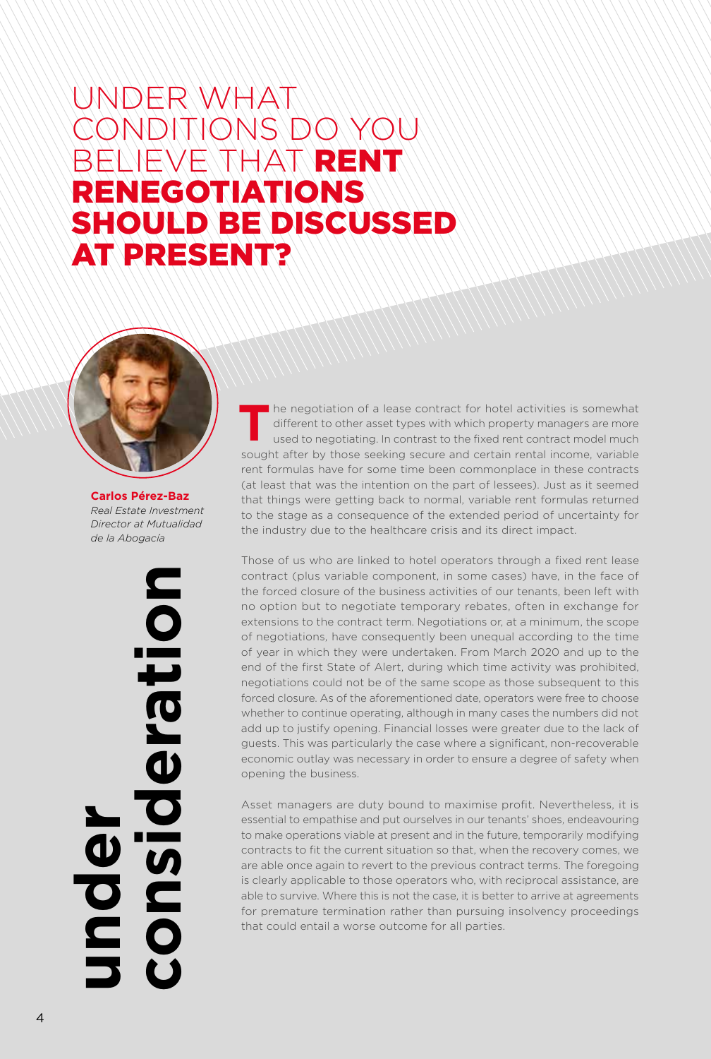# UNDER WHAT CONDITIONS DO YOU BELIEVE THAT **RENT RENEGOTIATIONS SHOULD BE DISCUSSED AT PRESENT?**

**under consideration**

**Carlos Pérez-Baz**
*Real Estate Investment Director at Mutualidad de la Abogacía*

The negotiation of a lease contract for hotel activities is somewhat different to other asset types with which property managers are more used to negotiating. In contrast to the fixed rent contract model much sought after by those seeking secure and certain rental income, variable rent formulas have for some time been commonplace in these contracts (at least that was the intention on the part of lessees). Just as it seemed that things were getting back to normal, variable rent formulas returned to the stage as a consequence of the extended period of uncertainty for the industry due to the healthcare crisis and its direct impact.

Those of us who are linked to hotel operators through a fixed rent lease contract (plus variable component, in some cases) have, in the face of the forced closure of the business activities of our tenants, been left with no option but to negotiate temporary rebates, often in exchange for extensions to the contract term. Negotiations or, at a minimum, the scope of negotiations, have consequently been unequal according to the time of year in which they were undertaken. From March 2020 and up to the end of the first State of Alert, during which time activity was prohibited, negotiations could not be of the same scope as those subsequent to this forced closure. As of the aforementioned date, operators were free to choose whether to continue operating, although in many cases the numbers did not add up to justify opening. Financial losses were greater due to the lack of guests. This was particularly the case where a significant, non-recoverable economic outlay was necessary in order to ensure a degree of safety when opening the business.

Asset managers are duty bound to maximise profit. Nevertheless, it is essential to empathise and put ourselves in our tenants' shoes, endeavouring to make operations viable at present and in the future, temporarily modifying contracts to fit the current situation so that, when the recovery comes, we are able once again to revert to the previous contract terms. The foregoing is clearly applicable to those operators who, with reciprocal assistance, are able to survive. Where this is not the case, it is better to arrive at agreements for premature termination rather than pursuing insolvency proceedings that could entail a worse outcome for all parties.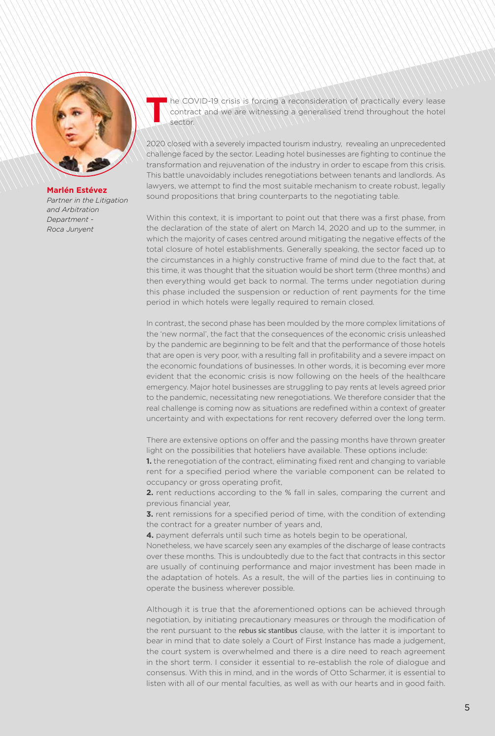**Marlén Estévez**

*Partner in the Litigation and Arbitration Department - Roca Junyent*

The COVID-19 crisis is forcing a reconsideration of practically every lease contract and we are witnessing a generalised trend throughout the hotel sector.

2020 closed with a severely impacted tourism industry, revealing an unprecedented challenge faced by the sector. Leading hotel businesses are fighting to continue the transformation and rejuvenation of the industry in order to escape from this crisis. This battle unavoidably includes renegotiations between tenants and landlords. As lawyers, we attempt to find the most suitable mechanism to create robust, legally sound propositions that bring counterparts to the negotiating table.

Within this context, it is important to point out that there was a first phase, from the declaration of the state of alert on March 14, 2020 and up to the summer, in which the majority of cases centred around mitigating the negative effects of the total closure of hotel establishments. Generally speaking, the sector faced up to the circumstances in a highly constructive frame of mind due to the fact that, at this time, it was thought that the situation would be short term (three months) and then everything would get back to normal. The terms under negotiation during this phase included the suspension or reduction of rent payments for the time period in which hotels were legally required to remain closed.

In contrast, the second phase has been moulded by the more complex limitations of the 'new normal', the fact that the consequences of the economic crisis unleashed by the pandemic are beginning to be felt and that the performance of those hotels that are open is very poor, with a resulting fall in profitability and a severe impact on the economic foundations of businesses. In other words, it is becoming ever more evident that the economic crisis is now following on the heels of the healthcare emergency. Major hotel businesses are struggling to pay rents at levels agreed prior to the pandemic, necessitating new renegotiations. We therefore consider that the real challenge is coming now as situations are redefined within a context of greater uncertainty and with expectations for rent recovery deferred over the long term.

There are extensive options on offer and the passing months have thrown greater light on the possibilities that hoteliers have available. These options include:

**1.** the renegotiation of the contract, eliminating fixed rent and changing to variable rent for a specified period where the variable component can be related to occupancy or gross operating profit,

**2.** rent reductions according to the % fall in sales, comparing the current and previous financial year,

**3.** rent remissions for a specified period of time, with the condition of extending the contract for a greater number of years and,

**4.** payment deferrals until such time as hotels begin to be operational,

Nonetheless, we have scarcely seen any examples of the discharge of lease contracts over these months. This is undoubtedly due to the fact that contracts in this sector are usually of continuing performance and major investment has been made in the adaptation of hotels. As a result, the will of the parties lies in continuing to operate the business wherever possible.

Although it is true that the aforementioned options can be achieved through negotiation, by initiating precautionary measures or through the modification of the rent pursuant to the rebus sic stantibus clause, with the latter it is important to bear in mind that to date solely a Court of First Instance has made a judgement, the court system is overwhelmed and there is a dire need to reach agreement in the short term. I consider it essential to re-establish the role of dialogue and consensus. With this in mind, and in the words of Otto Scharmer, it is essential to listen with all of our mental faculties, as well as with our hearts and in good faith.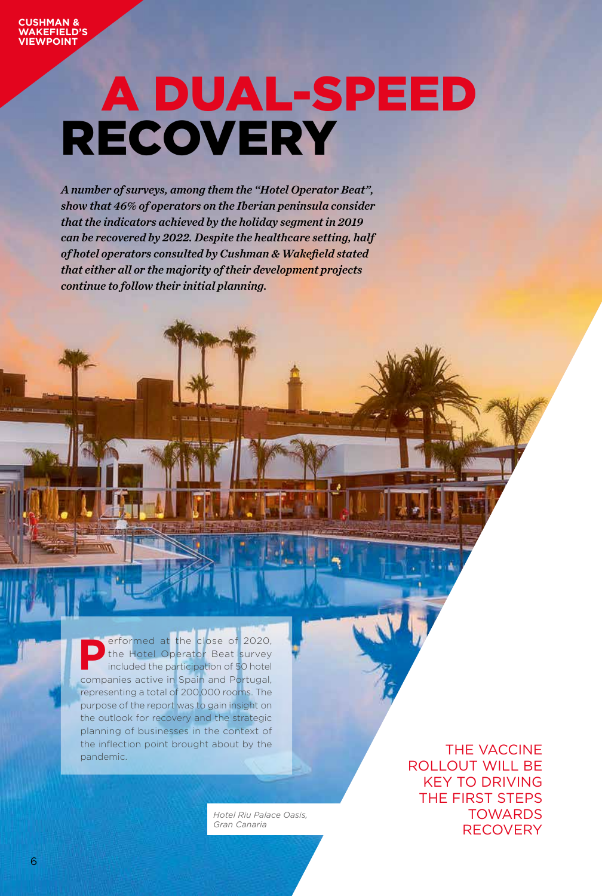CUSHMAN & WAKEFIELD'S VIEWPOINT

# A DUAL-SPEED RECOVERY

*A number of surveys, among them the "Hotel Operator Beat", show that 46% of operators on the Iberian peninsula consider that the indicators achieved by the holiday segment in 2019 can be recovered by 2022. Despite the healthcare setting, half of hotel operators consulted by Cushman & Wakefield stated that either all or the majority of their development projects continue to follow their initial planning.*

Performed at the close of 2020, the Hotel Operator Beat survey included the participation of 50 hotel companies active in Spain and Portugal, representing a total of 200,000 rooms. The purpose of the report was to gain insight on the outlook for recovery and the strategic planning of businesses in the context of the inflection point brought about by the pandemic.

*Hotel Riu Palace Oasis, Gran Canaria*

THE VACCINE ROLLOUT WILL BE KEY TO DRIVING THE FIRST STEPS TOWARDS RECOVERY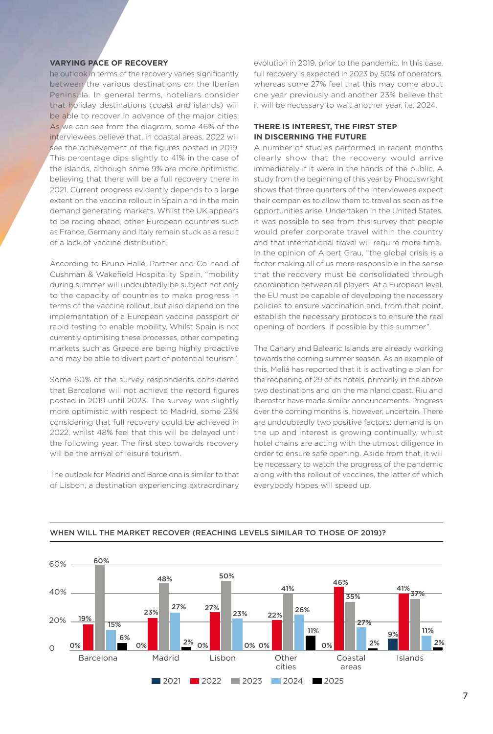### VARYING PACE OF RECOVERY

he outlook in terms of the recovery varies significantly between the various destinations on the Iberian Peninsula. In general terms, hoteliers consider that holiday destinations (coast and islands) will be able to recover in advance of the major cities. As we can see from the diagram, some 46% of the interviewees believe that, in coastal areas, 2022 will see the achievement of the figures posted in 2019. This percentage dips slightly to 41% in the case of the islands, although some 9% are more optimistic, believing that there will be a full recovery there in 2021. Current progress evidently depends to a large extent on the vaccine rollout in Spain and in the main demand generating markets. Whilst the UK appears to be racing ahead, other European countries such as France, Germany and Italy remain stuck as a result of a lack of vaccine distribution.

According to Bruno Hallé, Partner and Co-head of Cushman & Wakefield Hospitality Spain, "mobility during summer will undoubtedly be subject not only to the capacity of countries to make progress in terms of the vaccine rollout, but also depend on the implementation of a European vaccine passport or rapid testing to enable mobility. Whilst Spain is not currently optimising these processes, other competing markets such as Greece are being highly proactive and may be able to divert part of potential tourism".

Some 60% of the survey respondents considered that Barcelona will not achieve the record figures posted in 2019 until 2023. The survey was slightly more optimistic with respect to Madrid, some 23% considering that full recovery could be achieved in 2022, whilst 48% feel that this will be delayed until the following year. The first step towards recovery will be the arrival of leisure tourism.

The outlook for Madrid and Barcelona is similar to that of Lisbon, a destination experiencing extraordinary evolution in 2019, prior to the pandemic. In this case, full recovery is expected in 2023 by 50% of operators, whereas some 27% feel that this may come about one year previously and another 23% believe that it will be necessary to wait another year, i.e. 2024.

### THERE IS INTEREST, THE FIRST STEP IN DISCERNING THE FUTURE

A number of studies performed in recent months clearly show that the recovery would arrive immediately if it were in the hands of the public. A study from the beginning of this year by Phocuswright shows that three quarters of the interviewees expect their companies to allow them to travel as soon as the opportunities arise. Undertaken in the United States, it was possible to see from this survey that people would prefer corporate travel within the country and that international travel will require more time. In the opinion of Albert Grau, "the global crisis is a factor making all of us more responsible in the sense that the recovery must be consolidated through coordination between all players. At a European level, the EU must be capable of developing the necessary policies to ensure vaccination and, from that point, establish the necessary protocols to ensure the real opening of borders, if possible by this summer".

The Canary and Balearic Islands are already working towards the coming summer season. As an example of this, Meliá has reported that it is activating a plan for the reopening of 29 of its hotels, primarily in the above two destinations and on the mainland coast. Riu and Iberostar have made similar announcements. Progress over the coming months is, however, uncertain. There are undoubtedly two positive factors: demand is on the up and interest is growing continually, whilst hotel chains are acting with the utmost diligence in order to ensure safe opening. Aside from that, it will be necessary to watch the progress of the pandemic along with the rollout of vaccines, the latter of which everybody hopes will speed up.

**WHEN WILL THE MARKET RECOVER (REACHING LEVELS SIMILAR TO THOSE OF 2019)?**

| | 2021 | 2022 | 2023 | 2024 | 2025 |
|---|---|---|---|---|---|
| Barcelona | 0% | 19% | 60% | 15% | 6% |
| Madrid | 0% | 23% | 48% | 27% | 2% |
| Lisbon | 0% | 27% | 50% | 23% | 0% |
| Other cities | 0% | 22% | 41% | 26% | 11% |
| Coastal areas | 0% | 46% | 35% | 27% | 2% |
| Islands | 9% | 41% | 37% | 11% | 2% |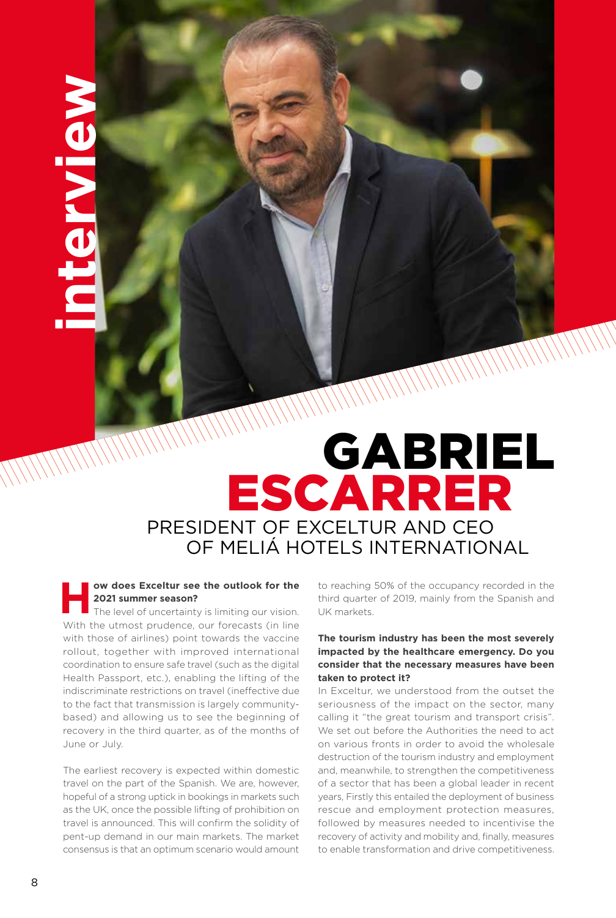interview

# GABRIEL ESCARRER

## PRESIDENT OF EXCELTUR AND CEO OF MELIÁ HOTELS INTERNATIONAL

**How does Exceltur see the outlook for the 2021 summer season?**

The level of uncertainty is limiting our vision. With the utmost prudence, our forecasts (in line with those of airlines) point towards the vaccine rollout, together with improved international coordination to ensure safe travel (such as the digital Health Passport, etc.), enabling the lifting of the indiscriminate restrictions on travel (ineffective due to the fact that transmission is largely community-based) and allowing us to see the beginning of recovery in the third quarter, as of the months of June or July.

The earliest recovery is expected within domestic travel on the part of the Spanish. We are, however, hopeful of a strong uptick in bookings in markets such as the UK, once the possible lifting of prohibition on travel is announced. This will confirm the solidity of pent-up demand in our main markets. The market consensus is that an optimum scenario would amount to reaching 50% of the occupancy recorded in the third quarter of 2019, mainly from the Spanish and UK markets.

**The tourism industry has been the most severely impacted by the healthcare emergency. Do you consider that the necessary measures have been taken to protect it?**

In Exceltur, we understood from the outset the seriousness of the impact on the sector, many calling it "the great tourism and transport crisis". We set out before the Authorities the need to act on various fronts in order to avoid the wholesale destruction of the tourism industry and employment and, meanwhile, to strengthen the competitiveness of a sector that has been a global leader in recent years, Firstly this entailed the deployment of business rescue and employment protection measures, followed by measures needed to incentivise the recovery of activity and mobility and, finally, measures to enable transformation and drive competitiveness.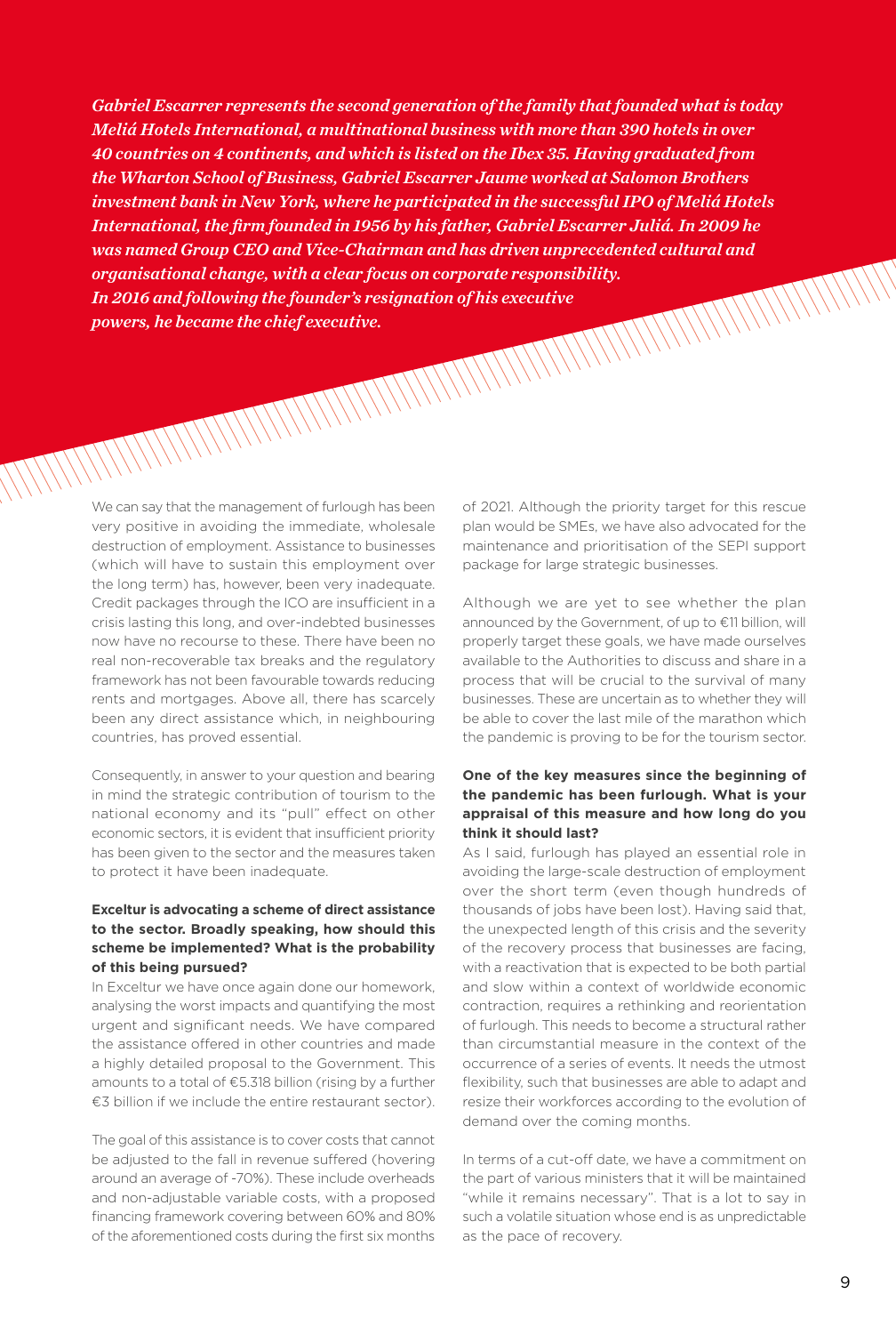*Gabriel Escarrer represents the second generation of the family that founded what is today Meliá Hotels International, a multinational business with more than 390 hotels in over 40 countries on 4 continents, and which is listed on the Ibex 35. Having graduated from the Wharton School of Business, Gabriel Escarrer Jaume worked at Salomon Brothers investment bank in New York, where he participated in the successful IPO of Meliá Hotels International, the firm founded in 1956 by his father, Gabriel Escarrer Juliá. In 2009 he was named Group CEO and Vice-Chairman and has driven unprecedented cultural and organisational change, with a clear focus on corporate responsibility. In 2016 and following the founder's resignation of his executive powers, he became the chief executive.*

We can say that the management of furlough has been very positive in avoiding the immediate, wholesale destruction of employment. Assistance to businesses (which will have to sustain this employment over the long term) has, however, been very inadequate. Credit packages through the ICO are insufficient in a crisis lasting this long, and over-indebted businesses now have no recourse to these. There have been no real non-recoverable tax breaks and the regulatory framework has not been favourable towards reducing rents and mortgages. Above all, there has scarcely been any direct assistance which, in neighbouring countries, has proved essential.

Consequently, in answer to your question and bearing in mind the strategic contribution of tourism to the national economy and its "pull" effect on other economic sectors, it is evident that insufficient priority has been given to the sector and the measures taken to protect it have been inadequate.

**Exceltur is advocating a scheme of direct assistance to the sector. Broadly speaking, how should this scheme be implemented? What is the probability of this being pursued?**

In Exceltur we have once again done our homework, analysing the worst impacts and quantifying the most urgent and significant needs. We have compared the assistance offered in other countries and made a highly detailed proposal to the Government. This amounts to a total of €5.318 billion (rising by a further €3 billion if we include the entire restaurant sector).

The goal of this assistance is to cover costs that cannot be adjusted to the fall in revenue suffered (hovering around an average of -70%). These include overheads and non-adjustable variable costs, with a proposed financing framework covering between 60% and 80% of the aforementioned costs during the first six months of 2021. Although the priority target for this rescue plan would be SMEs, we have also advocated for the maintenance and prioritisation of the SEPI support package for large strategic businesses.

Although we are yet to see whether the plan announced by the Government, of up to €11 billion, will properly target these goals, we have made ourselves available to the Authorities to discuss and share in a process that will be crucial to the survival of many businesses. These are uncertain as to whether they will be able to cover the last mile of the marathon which the pandemic is proving to be for the tourism sector.

**One of the key measures since the beginning of the pandemic has been furlough. What is your appraisal of this measure and how long do you think it should last?**

As I said, furlough has played an essential role in avoiding the large-scale destruction of employment over the short term (even though hundreds of thousands of jobs have been lost). Having said that, the unexpected length of this crisis and the severity of the recovery process that businesses are facing, with a reactivation that is expected to be both partial and slow within a context of worldwide economic contraction, requires a rethinking and reorientation of furlough. This needs to become a structural rather than circumstantial measure in the context of the occurrence of a series of events. It needs the utmost flexibility, such that businesses are able to adapt and resize their workforces according to the evolution of demand over the coming months.

In terms of a cut-off date, we have a commitment on the part of various ministers that it will be maintained "while it remains necessary". That is a lot to say in such a volatile situation whose end is as unpredictable as the pace of recovery.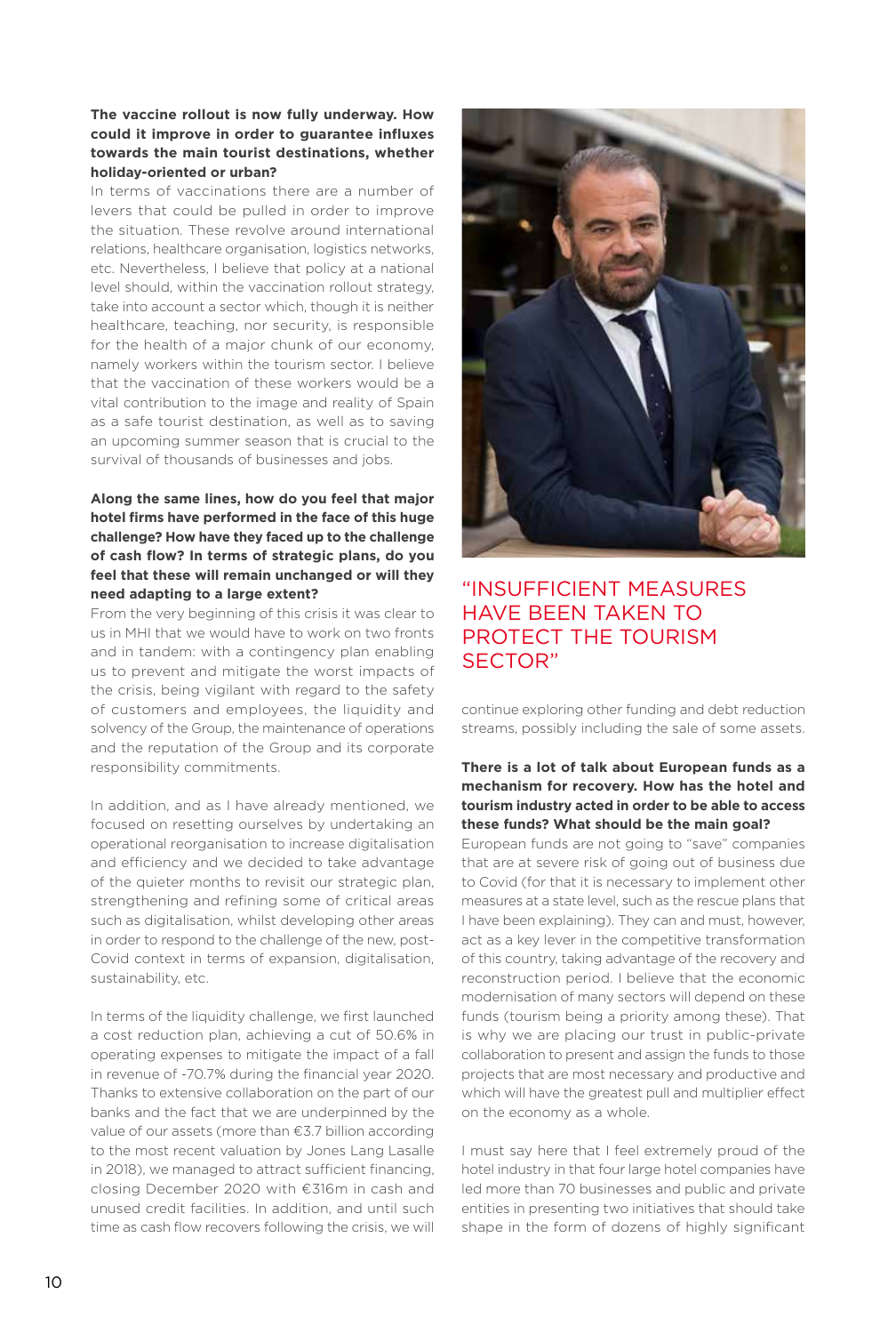**The vaccine rollout is now fully underway. How could it improve in order to guarantee influxes towards the main tourist destinations, whether holiday-oriented or urban?**

In terms of vaccinations there are a number of levers that could be pulled in order to improve the situation. These revolve around international relations, healthcare organisation, logistics networks, etc. Nevertheless, I believe that policy at a national level should, within the vaccination rollout strategy, take into account a sector which, though it is neither healthcare, teaching, nor security, is responsible for the health of a major chunk of our economy, namely workers within the tourism sector. I believe that the vaccination of these workers would be a vital contribution to the image and reality of Spain as a safe tourist destination, as well as to saving an upcoming summer season that is crucial to the survival of thousands of businesses and jobs.

**Along the same lines, how do you feel that major hotel firms have performed in the face of this huge challenge? How have they faced up to the challenge of cash flow? In terms of strategic plans, do you feel that these will remain unchanged or will they need adapting to a large extent?**

From the very beginning of this crisis it was clear to us in MHI that we would have to work on two fronts and in tandem: with a contingency plan enabling us to prevent and mitigate the worst impacts of the crisis, being vigilant with regard to the safety of customers and employees, the liquidity and solvency of the Group, the maintenance of operations and the reputation of the Group and its corporate responsibility commitments.

In addition, and as I have already mentioned, we focused on resetting ourselves by undertaking an operational reorganisation to increase digitalisation and efficiency and we decided to take advantage of the quieter months to revisit our strategic plan, strengthening and refining some of critical areas such as digitalisation, whilst developing other areas in order to respond to the challenge of the new, post-Covid context in terms of expansion, digitalisation, sustainability, etc.

In terms of the liquidity challenge, we first launched a cost reduction plan, achieving a cut of 50.6% in operating expenses to mitigate the impact of a fall in revenue of -70.7% during the financial year 2020. Thanks to extensive collaboration on the part of our banks and the fact that we are underpinned by the value of our assets (more than €3.7 billion according to the most recent valuation by Jones Lang Lasalle in 2018), we managed to attract sufficient financing, closing December 2020 with €316m in cash and unused credit facilities. In addition, and until such time as cash flow recovers following the crisis, we will continue exploring other funding and debt reduction streams, possibly including the sale of some assets.

## "INSUFFICIENT MEASURES HAVE BEEN TAKEN TO PROTECT THE TOURISM SECTOR"

**There is a lot of talk about European funds as a mechanism for recovery. How has the hotel and tourism industry acted in order to be able to access these funds? What should be the main goal?**

European funds are not going to "save" companies that are at severe risk of going out of business due to Covid (for that it is necessary to implement other measures at a state level, such as the rescue plans that I have been explaining). They can and must, however, act as a key lever in the competitive transformation of this country, taking advantage of the recovery and reconstruction period. I believe that the economic modernisation of many sectors will depend on these funds (tourism being a priority among these). That is why we are placing our trust in public-private collaboration to present and assign the funds to those projects that are most necessary and productive and which will have the greatest pull and multiplier effect on the economy as a whole.

I must say here that I feel extremely proud of the hotel industry in that four large hotel companies have led more than 70 businesses and public and private entities in presenting two initiatives that should take shape in the form of dozens of highly significant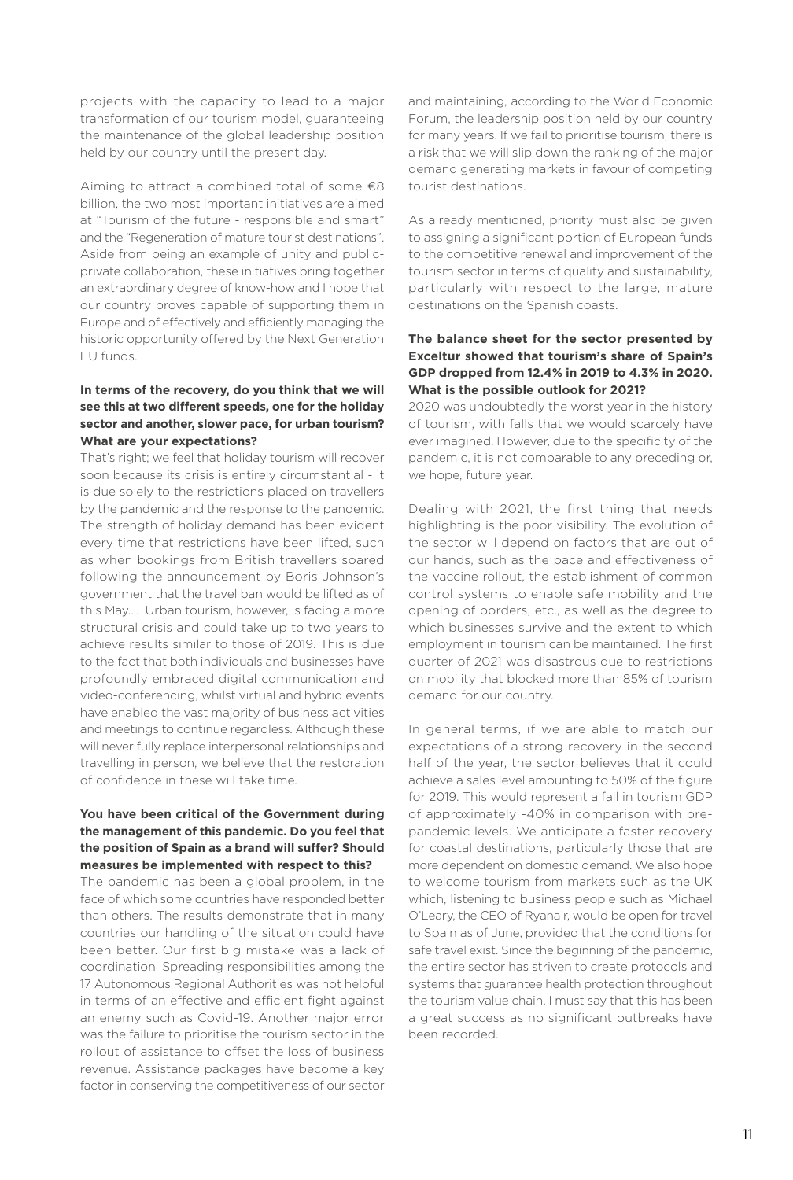projects with the capacity to lead to a major transformation of our tourism model, guaranteeing the maintenance of the global leadership position held by our country until the present day.

Aiming to attract a combined total of some €8 billion, the two most important initiatives are aimed at "Tourism of the future - responsible and smart" and the "Regeneration of mature tourist destinations". Aside from being an example of unity and public-private collaboration, these initiatives bring together an extraordinary degree of know-how and I hope that our country proves capable of supporting them in Europe and of effectively and efficiently managing the historic opportunity offered by the Next Generation EU funds.

**In terms of the recovery, do you think that we will see this at two different speeds, one for the holiday sector and another, slower pace, for urban tourism? What are your expectations?**

That's right; we feel that holiday tourism will recover soon because its crisis is entirely circumstantial - it is due solely to the restrictions placed on travellers by the pandemic and the response to the pandemic. The strength of holiday demand has been evident every time that restrictions have been lifted, such as when bookings from British travellers soared following the announcement by Boris Johnson's government that the travel ban would be lifted as of this May.... Urban tourism, however, is facing a more structural crisis and could take up to two years to achieve results similar to those of 2019. This is due to the fact that both individuals and businesses have profoundly embraced digital communication and video-conferencing, whilst virtual and hybrid events have enabled the vast majority of business activities and meetings to continue regardless. Although these will never fully replace interpersonal relationships and travelling in person, we believe that the restoration of confidence in these will take time.

**You have been critical of the Government during the management of this pandemic. Do you feel that the position of Spain as a brand will suffer? Should measures be implemented with respect to this?**

The pandemic has been a global problem, in the face of which some countries have responded better than others. The results demonstrate that in many countries our handling of the situation could have been better. Our first big mistake was a lack of coordination. Spreading responsibilities among the 17 Autonomous Regional Authorities was not helpful in terms of an effective and efficient fight against an enemy such as Covid-19. Another major error was the failure to prioritise the tourism sector in the rollout of assistance to offset the loss of business revenue. Assistance packages have become a key factor in conserving the competitiveness of our sector and maintaining, according to the World Economic Forum, the leadership position held by our country for many years. If we fail to prioritise tourism, there is a risk that we will slip down the ranking of the major demand generating markets in favour of competing tourist destinations.

As already mentioned, priority must also be given to assigning a significant portion of European funds to the competitive renewal and improvement of the tourism sector in terms of quality and sustainability, particularly with respect to the large, mature destinations on the Spanish coasts.

**The balance sheet for the sector presented by Exceltur showed that tourism's share of Spain's GDP dropped from 12.4% in 2019 to 4.3% in 2020. What is the possible outlook for 2021?**

2020 was undoubtedly the worst year in the history of tourism, with falls that we would scarcely have ever imagined. However, due to the specificity of the pandemic, it is not comparable to any preceding or, we hope, future year.

Dealing with 2021, the first thing that needs highlighting is the poor visibility. The evolution of the sector will depend on factors that are out of our hands, such as the pace and effectiveness of the vaccine rollout, the establishment of common control systems to enable safe mobility and the opening of borders, etc., as well as the degree to which businesses survive and the extent to which employment in tourism can be maintained. The first quarter of 2021 was disastrous due to restrictions on mobility that blocked more than 85% of tourism demand for our country.

In general terms, if we are able to match our expectations of a strong recovery in the second half of the year, the sector believes that it could achieve a sales level amounting to 50% of the figure for 2019. This would represent a fall in tourism GDP of approximately -40% in comparison with pre-pandemic levels. We anticipate a faster recovery for coastal destinations, particularly those that are more dependent on domestic demand. We also hope to welcome tourism from markets such as the UK which, listening to business people such as Michael O'Leary, the CEO of Ryanair, would be open for travel to Spain as of June, provided that the conditions for safe travel exist. Since the beginning of the pandemic, the entire sector has striven to create protocols and systems that guarantee health protection throughout the tourism value chain. I must say that this has been a great success as no significant outbreaks have been recorded.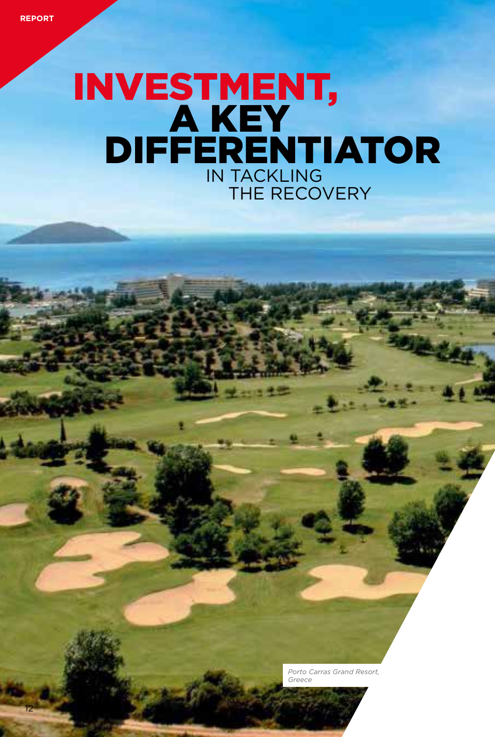REPORT

# INVESTMENT, A KEY DIFFERENTIATOR IN TACKLING THE RECOVERY

*Porto Carras Grand Resort, Greece*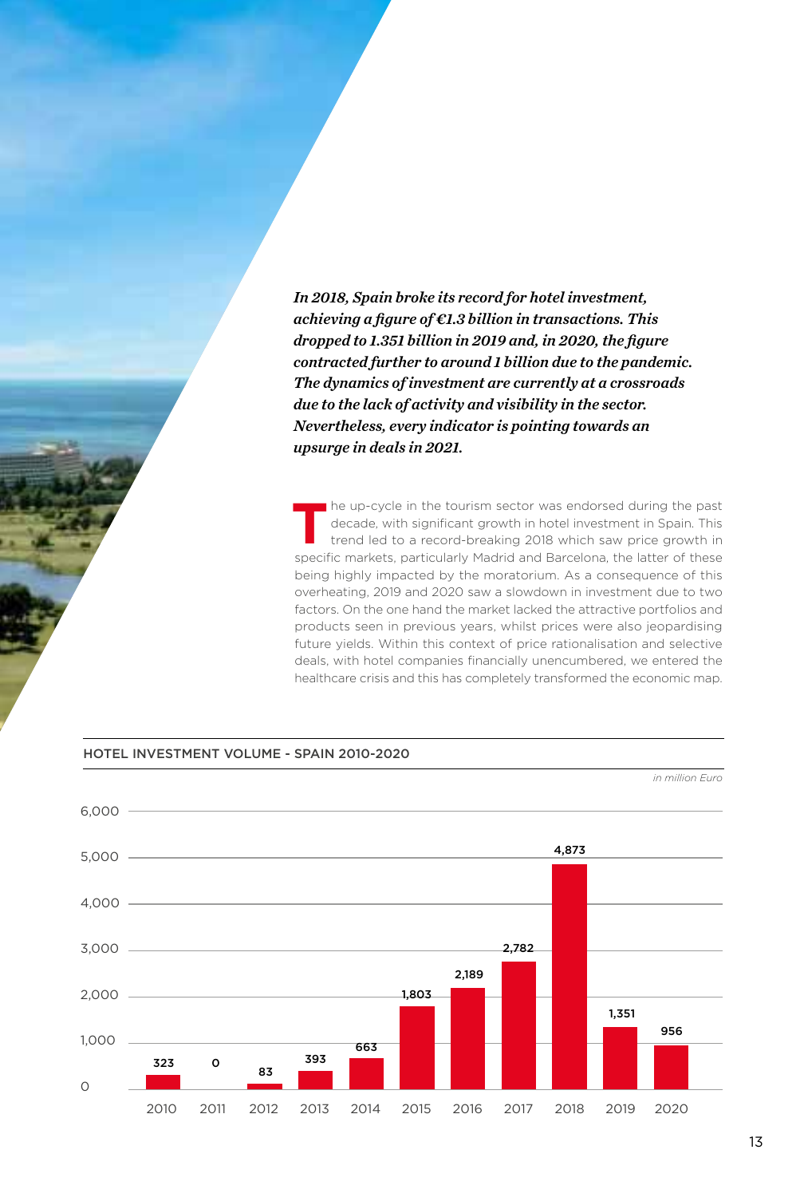*In 2018, Spain broke its record for hotel investment, achieving a figure of €1.3 billion in transactions. This dropped to 1.351 billion in 2019 and, in 2020, the figure contracted further to around 1 billion due to the pandemic. The dynamics of investment are currently at a crossroads due to the lack of activity and visibility in the sector. Nevertheless, every indicator is pointing towards an upsurge in deals in 2021.*

The up-cycle in the tourism sector was endorsed during the past decade, with significant growth in hotel investment in Spain. This trend led to a record-breaking 2018 which saw price growth in specific markets, particularly Madrid and Barcelona, the latter of these being highly impacted by the moratorium. As a consequence of this overheating, 2019 and 2020 saw a slowdown in investment due to two factors. On the one hand the market lacked the attractive portfolios and products seen in previous years, whilst prices were also jeopardising future yields. Within this context of price rationalisation and selective deals, with hotel companies financially unencumbered, we entered the healthcare crisis and this has completely transformed the economic map.

## HOTEL INVESTMENT VOLUME - SPAIN 2010-2020

*in million Euro*

| Year | Volume |
|---|---|
| 2010 | 323 |
| 2011 | 0 |
| 2012 | 83 |
| 2013 | 393 |
| 2014 | 663 |
| 2015 | 1,803 |
| 2016 | 2,189 |
| 2017 | 2,782 |
| 2018 | 4,873 |
| 2019 | 1,351 |
| 2020 | 956 |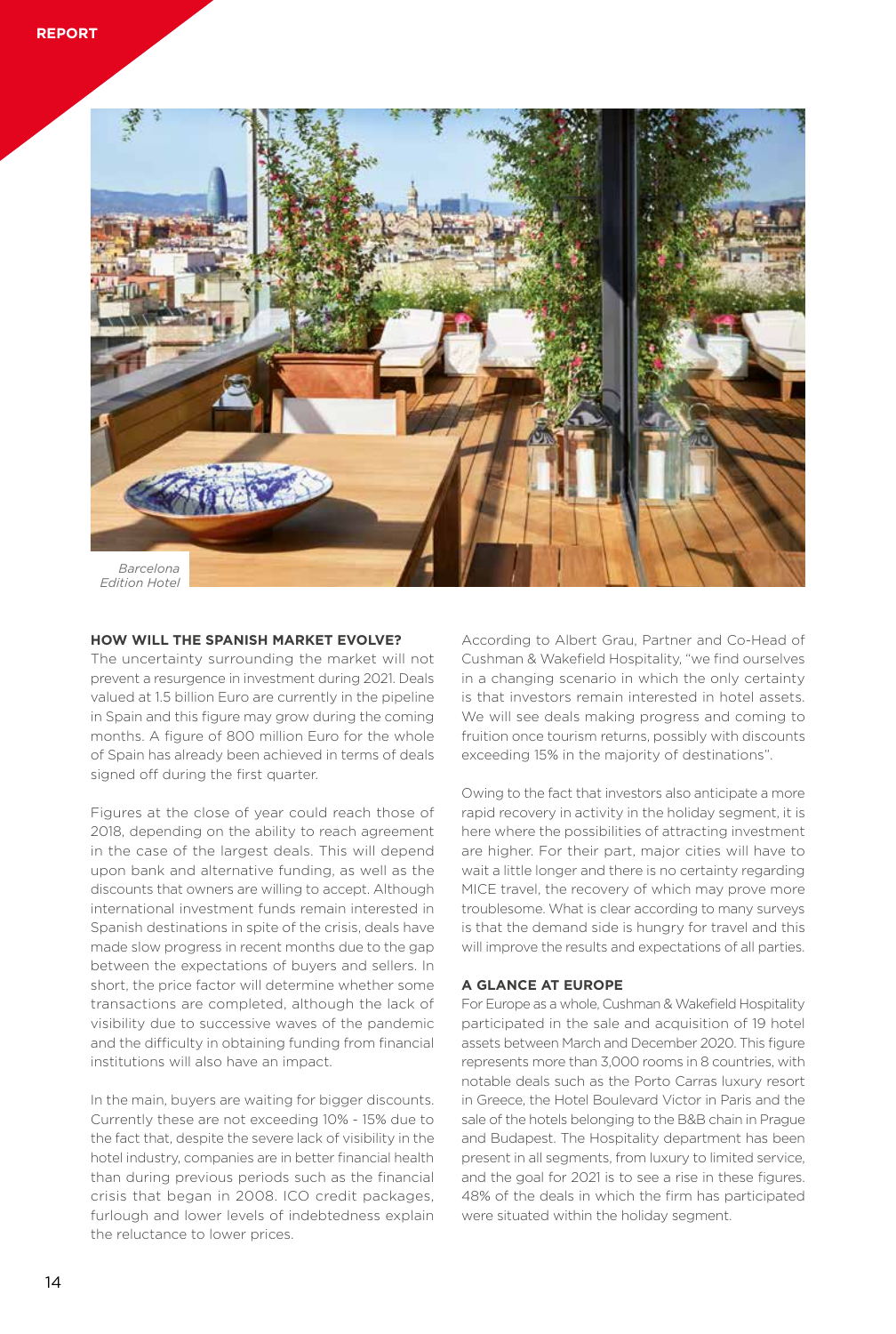Barcelona Edition Hotel

### HOW WILL THE SPANISH MARKET EVOLVE?

The uncertainty surrounding the market will not prevent a resurgence in investment during 2021. Deals valued at 1.5 billion Euro are currently in the pipeline in Spain and this figure may grow during the coming months. A figure of 800 million Euro for the whole of Spain has already been achieved in terms of deals signed off during the first quarter.

Figures at the close of year could reach those of 2018, depending on the ability to reach agreement in the case of the largest deals. This will depend upon bank and alternative funding, as well as the discounts that owners are willing to accept. Although international investment funds remain interested in Spanish destinations in spite of the crisis, deals have made slow progress in recent months due to the gap between the expectations of buyers and sellers. In short, the price factor will determine whether some transactions are completed, although the lack of visibility due to successive waves of the pandemic and the difficulty in obtaining funding from financial institutions will also have an impact.

In the main, buyers are waiting for bigger discounts. Currently these are not exceeding 10% - 15% due to the fact that, despite the severe lack of visibility in the hotel industry, companies are in better financial health than during previous periods such as the financial crisis that began in 2008. ICO credit packages, furlough and lower levels of indebtedness explain the reluctance to lower prices.

According to Albert Grau, Partner and Co-Head of Cushman & Wakefield Hospitality, "we find ourselves in a changing scenario in which the only certainty is that investors remain interested in hotel assets. We will see deals making progress and coming to fruition once tourism returns, possibly with discounts exceeding 15% in the majority of destinations".

Owing to the fact that investors also anticipate a more rapid recovery in activity in the holiday segment, it is here where the possibilities of attracting investment are higher. For their part, major cities will have to wait a little longer and there is no certainty regarding MICE travel, the recovery of which may prove more troublesome. What is clear according to many surveys is that the demand side is hungry for travel and this will improve the results and expectations of all parties.

### A GLANCE AT EUROPE

For Europe as a whole, Cushman & Wakefield Hospitality participated in the sale and acquisition of 19 hotel assets between March and December 2020. This figure represents more than 3,000 rooms in 8 countries, with notable deals such as the Porto Carras luxury resort in Greece, the Hotel Boulevard Victor in Paris and the sale of the hotels belonging to the B&B chain in Prague and Budapest. The Hospitality department has been present in all segments, from luxury to limited service, and the goal for 2021 is to see a rise in these figures. 48% of the deals in which the firm has participated were situated within the holiday segment.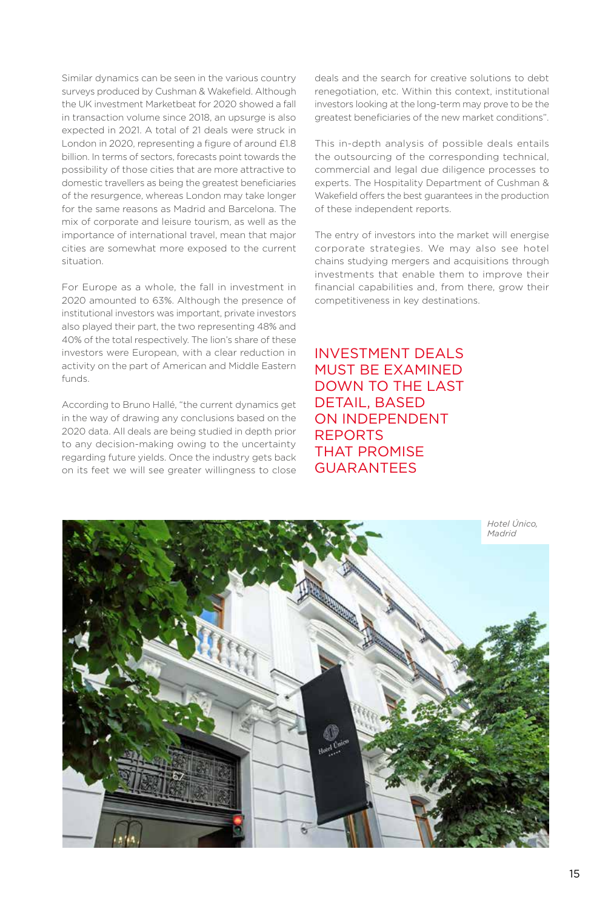Similar dynamics can be seen in the various country surveys produced by Cushman & Wakefield. Although the UK investment Marketbeat for 2020 showed a fall in transaction volume since 2018, an upsurge is also expected in 2021. A total of 21 deals were struck in London in 2020, representing a figure of around £1.8 billion. In terms of sectors, forecasts point towards the possibility of those cities that are more attractive to domestic travellers as being the greatest beneficiaries of the resurgence, whereas London may take longer for the same reasons as Madrid and Barcelona. The mix of corporate and leisure tourism, as well as the importance of international travel, mean that major cities are somewhat more exposed to the current situation.

For Europe as a whole, the fall in investment in 2020 amounted to 63%. Although the presence of institutional investors was important, private investors also played their part, the two representing 48% and 40% of the total respectively. The lion's share of these investors were European, with a clear reduction in activity on the part of American and Middle Eastern funds.

According to Bruno Hallé, "the current dynamics get in the way of drawing any conclusions based on the 2020 data. All deals are being studied in depth prior to any decision-making owing to the uncertainty regarding future yields. Once the industry gets back on its feet we will see greater willingness to close deals and the search for creative solutions to debt renegotiation, etc. Within this context, institutional investors looking at the long-term may prove to be the greatest beneficiaries of the new market conditions".

This in-depth analysis of possible deals entails the outsourcing of the corresponding technical, commercial and legal due diligence processes to experts. The Hospitality Department of Cushman & Wakefield offers the best guarantees in the production of these independent reports.

The entry of investors into the market will energise corporate strategies. We may also see hotel chains studying mergers and acquisitions through investments that enable them to improve their financial capabilities and, from there, grow their competitiveness in key destinations.

**INVESTMENT DEALS MUST BE EXAMINED DOWN TO THE LAST DETAIL, BASED ON INDEPENDENT REPORTS THAT PROMISE GUARANTEES**

*Hotel Único, Madrid*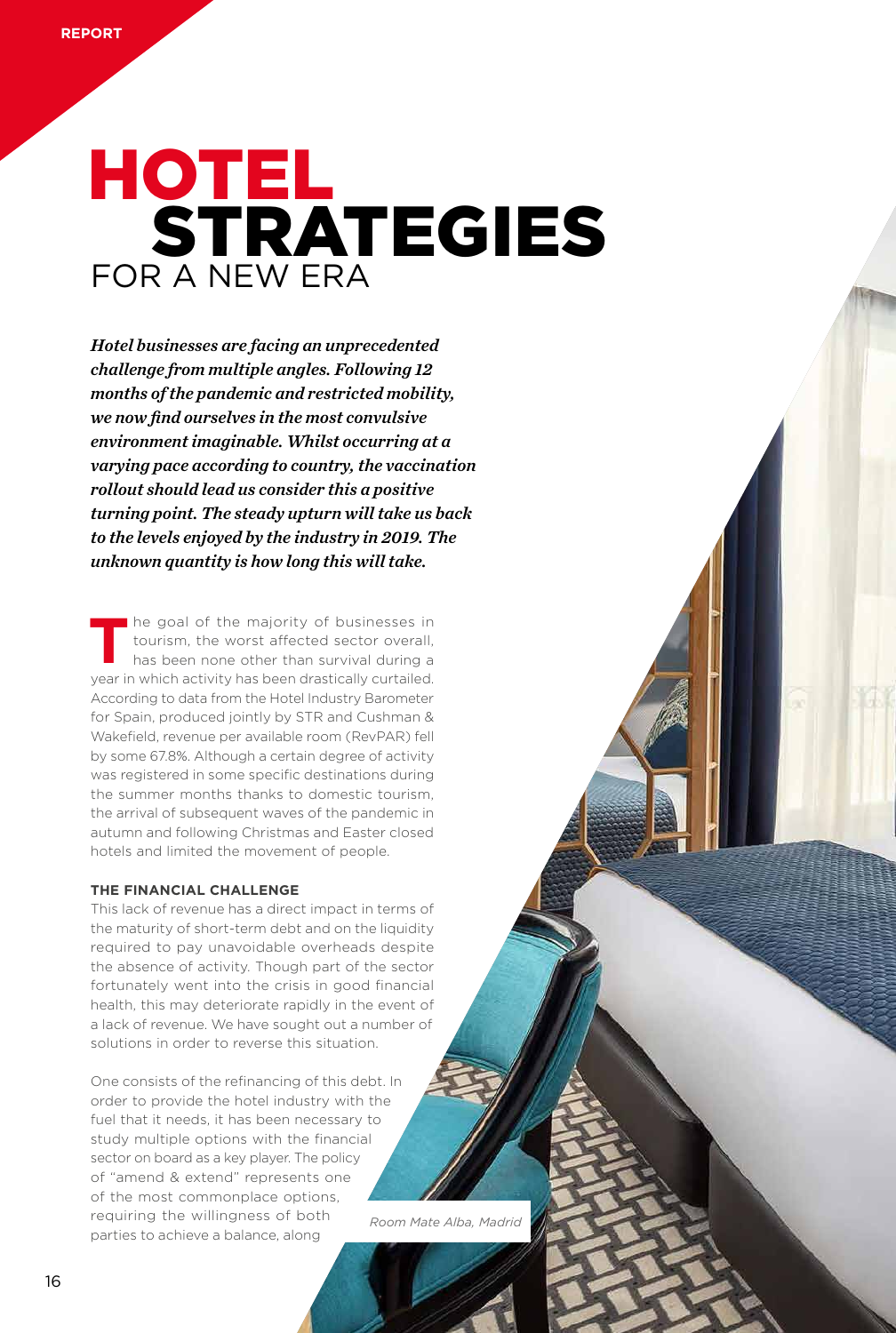# HOTEL STRATEGIES FOR A NEW ERA

***Hotel businesses are facing an unprecedented challenge from multiple angles. Following 12 months of the pandemic and restricted mobility, we now find ourselves in the most convulsive environment imaginable. Whilst occurring at a varying pace according to country, the vaccination rollout should lead us consider this a positive turning point. The steady upturn will take us back to the levels enjoyed by the industry in 2019. The unknown quantity is how long this will take.***

The goal of the majority of businesses in tourism, the worst affected sector overall, has been none other than survival during a year in which activity has been drastically curtailed. According to data from the Hotel Industry Barometer for Spain, produced jointly by STR and Cushman & Wakefield, revenue per available room (RevPAR) fell by some 67.8%. Although a certain degree of activity was registered in some specific destinations during the summer months thanks to domestic tourism, the arrival of subsequent waves of the pandemic in autumn and following Christmas and Easter closed hotels and limited the movement of people.

**THE FINANCIAL CHALLENGE**

This lack of revenue has a direct impact in terms of the maturity of short-term debt and on the liquidity required to pay unavoidable overheads despite the absence of activity. Though part of the sector fortunately went into the crisis in good financial health, this may deteriorate rapidly in the event of a lack of revenue. We have sought out a number of solutions in order to reverse this situation.

One consists of the refinancing of this debt. In order to provide the hotel industry with the fuel that it needs, it has been necessary to study multiple options with the financial sector on board as a key player. The policy of "amend & extend" represents one of the most commonplace options, requiring the willingness of both parties to achieve a balance, along

*Room Mate Alba, Madrid*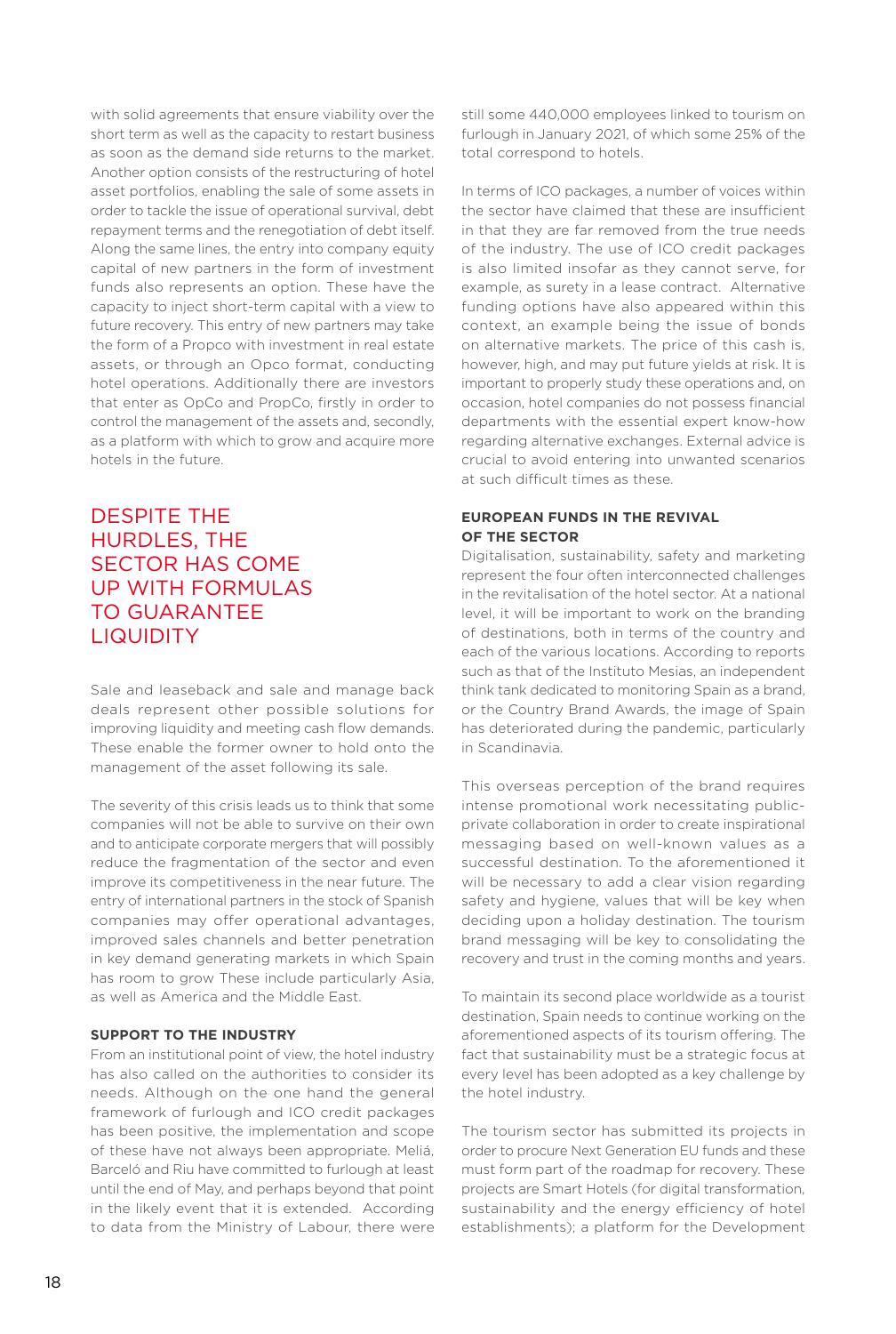with solid agreements that ensure viability over the short term as well as the capacity to restart business as soon as the demand side returns to the market. Another option consists of the restructuring of hotel asset portfolios, enabling the sale of some assets in order to tackle the issue of operational survival, debt repayment terms and the renegotiation of debt itself. Along the same lines, the entry into company equity capital of new partners in the form of investment funds also represents an option. These have the capacity to inject short-term capital with a view to future recovery. This entry of new partners may take the form of a Propco with investment in real estate assets, or through an Opco format, conducting hotel operations. Additionally there are investors that enter as OpCo and PropCo, firstly in order to control the management of the assets and, secondly, as a platform with which to grow and acquire more hotels in the future.

## DESPITE THE HURDLES, THE SECTOR HAS COME UP WITH FORMULAS TO GUARANTEE LIQUIDITY

Sale and leaseback and sale and manage back deals represent other possible solutions for improving liquidity and meeting cash flow demands. These enable the former owner to hold onto the management of the asset following its sale.

The severity of this crisis leads us to think that some companies will not be able to survive on their own and to anticipate corporate mergers that will possibly reduce the fragmentation of the sector and even improve its competitiveness in the near future. The entry of international partners in the stock of Spanish companies may offer operational advantages, improved sales channels and better penetration in key demand generating markets in which Spain has room to grow These include particularly Asia, as well as America and the Middle East.

### SUPPORT TO THE INDUSTRY

From an institutional point of view, the hotel industry has also called on the authorities to consider its needs. Although on the one hand the general framework of furlough and ICO credit packages has been positive, the implementation and scope of these have not always been appropriate. Meliá, Barceló and Riu have committed to furlough at least until the end of May, and perhaps beyond that point in the likely event that it is extended. According to data from the Ministry of Labour, there were still some 440,000 employees linked to tourism on furlough in January 2021, of which some 25% of the total correspond to hotels.

In terms of ICO packages, a number of voices within the sector have claimed that these are insufficient in that they are far removed from the true needs of the industry. The use of ICO credit packages is also limited insofar as they cannot serve, for example, as surety in a lease contract. Alternative funding options have also appeared within this context, an example being the issue of bonds on alternative markets. The price of this cash is, however, high, and may put future yields at risk. It is important to properly study these operations and, on occasion, hotel companies do not possess financial departments with the essential expert know-how regarding alternative exchanges. External advice is crucial to avoid entering into unwanted scenarios at such difficult times as these.

### EUROPEAN FUNDS IN THE REVIVAL OF THE SECTOR

Digitalisation, sustainability, safety and marketing represent the four often interconnected challenges in the revitalisation of the hotel sector. At a national level, it will be important to work on the branding of destinations, both in terms of the country and each of the various locations. According to reports such as that of the Instituto Mesias, an independent think tank dedicated to monitoring Spain as a brand, or the Country Brand Awards, the image of Spain has deteriorated during the pandemic, particularly in Scandinavia.

This overseas perception of the brand requires intense promotional work necessitating public-private collaboration in order to create inspirational messaging based on well-known values as a successful destination. To the aforementioned it will be necessary to add a clear vision regarding safety and hygiene, values that will be key when deciding upon a holiday destination. The tourism brand messaging will be key to consolidating the recovery and trust in the coming months and years.

To maintain its second place worldwide as a tourist destination, Spain needs to continue working on the aforementioned aspects of its tourism offering. The fact that sustainability must be a strategic focus at every level has been adopted as a key challenge by the hotel industry.

The tourism sector has submitted its projects in order to procure Next Generation EU funds and these must form part of the roadmap for recovery. These projects are Smart Hotels (for digital transformation, sustainability and the energy efficiency of hotel establishments); a platform for the Development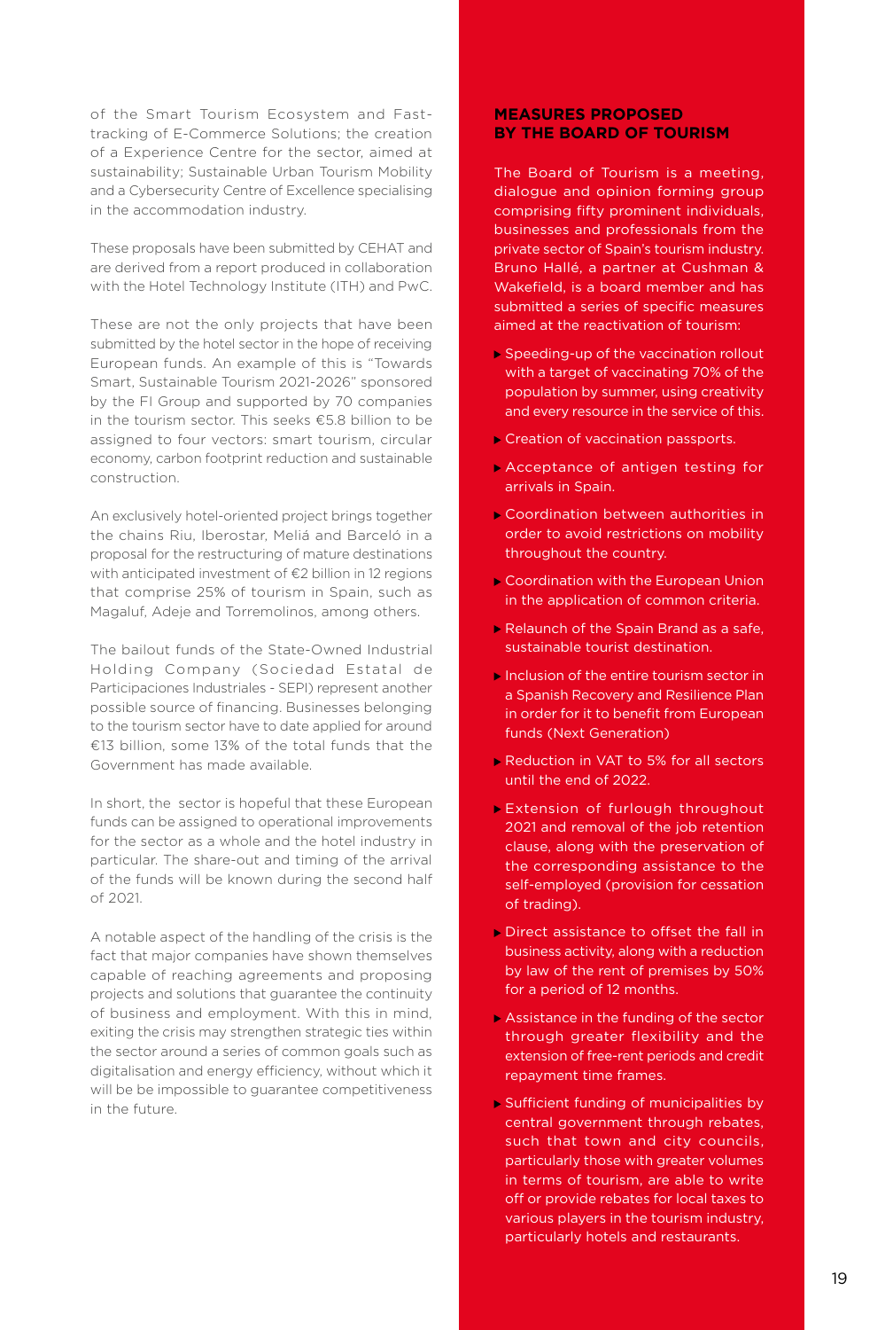of the Smart Tourism Ecosystem and Fast-tracking of E-Commerce Solutions; the creation of a Experience Centre for the sector, aimed at sustainability; Sustainable Urban Tourism Mobility and a Cybersecurity Centre of Excellence specialising in the accommodation industry.

These proposals have been submitted by CEHAT and are derived from a report produced in collaboration with the Hotel Technology Institute (ITH) and PwC.

These are not the only projects that have been submitted by the hotel sector in the hope of receiving European funds. An example of this is "Towards Smart, Sustainable Tourism 2021-2026" sponsored by the FI Group and supported by 70 companies in the tourism sector. This seeks €5.8 billion to be assigned to four vectors: smart tourism, circular economy, carbon footprint reduction and sustainable construction.

An exclusively hotel-oriented project brings together the chains Riu, Iberostar, Meliá and Barceló in a proposal for the restructuring of mature destinations with anticipated investment of €2 billion in 12 regions that comprise 25% of tourism in Spain, such as Magaluf, Adeje and Torremolinos, among others.

The bailout funds of the State-Owned Industrial Holding Company (Sociedad Estatal de Participaciones Industriales - SEPI) represent another possible source of financing. Businesses belonging to the tourism sector have to date applied for around €13 billion, some 13% of the total funds that the Government has made available.

In short, the sector is hopeful that these European funds can be assigned to operational improvements for the sector as a whole and the hotel industry in particular. The share-out and timing of the arrival of the funds will be known during the second half of 2021.

A notable aspect of the handling of the crisis is the fact that major companies have shown themselves capable of reaching agreements and proposing projects and solutions that guarantee the continuity of business and employment. With this in mind, exiting the crisis may strengthen strategic ties within the sector around a series of common goals such as digitalisation and energy efficiency, without which it will be be impossible to guarantee competitiveness in the future.

## MEASURES PROPOSED BY THE BOARD OF TOURISM

The Board of Tourism is a meeting, dialogue and opinion forming group comprising fifty prominent individuals, businesses and professionals from the private sector of Spain's tourism industry. Bruno Hallé, a partner at Cushman & Wakefield, is a board member and has submitted a series of specific measures aimed at the reactivation of tourism:

- Speeding-up of the vaccination rollout with a target of vaccinating 70% of the population by summer, using creativity and every resource in the service of this.
- Creation of vaccination passports.
- Acceptance of antigen testing for arrivals in Spain.
- Coordination between authorities in order to avoid restrictions on mobility throughout the country.
- Coordination with the European Union in the application of common criteria.
- Relaunch of the Spain Brand as a safe, sustainable tourist destination.
- Inclusion of the entire tourism sector in a Spanish Recovery and Resilience Plan in order for it to benefit from European funds (Next Generation)
- Reduction in VAT to 5% for all sectors until the end of 2022.
- Extension of furlough throughout 2021 and removal of the job retention clause, along with the preservation of the corresponding assistance to the self-employed (provision for cessation of trading).
- Direct assistance to offset the fall in business activity, along with a reduction by law of the rent of premises by 50% for a period of 12 months.
- Assistance in the funding of the sector through greater flexibility and the extension of free-rent periods and credit repayment time frames.
- Sufficient funding of municipalities by central government through rebates, such that town and city councils, particularly those with greater volumes in terms of tourism, are able to write off or provide rebates for local taxes to various players in the tourism industry, particularly hotels and restaurants.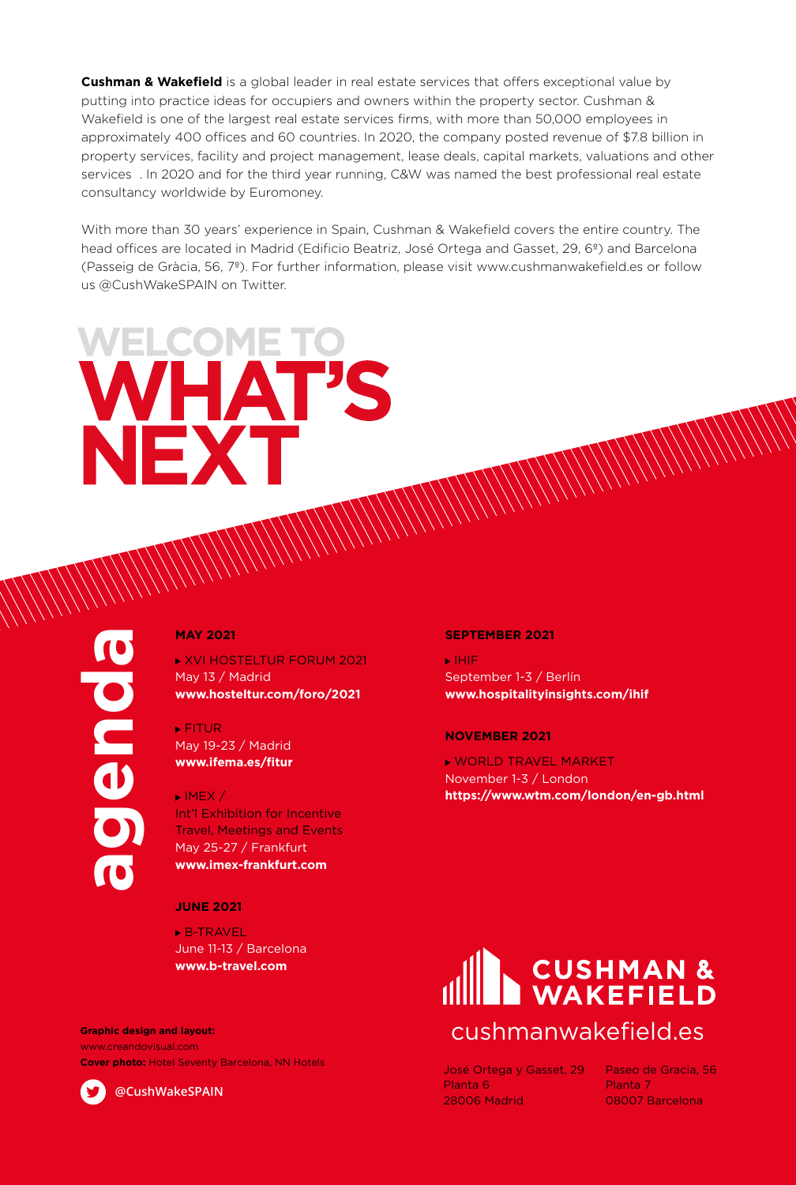**Cushman & Wakefield** is a global leader in real estate services that offers exceptional value by putting into practice ideas for occupiers and owners within the property sector. Cushman & Wakefield is one of the largest real estate services firms, with more than 50,000 employees in approximately 400 offices and 60 countries. In 2020, the company posted revenue of $7.8 billion in property services, facility and project management, lease deals, capital markets, valuations and other services . In 2020 and for the third year running, C&W was named the best professional real estate consultancy worldwide by Euromoney.

With more than 30 years' experience in Spain, Cushman & Wakefield covers the entire country. The head offices are located in Madrid (Edificio Beatriz, José Ortega and Gasset, 29, 6º) and Barcelona (Passeig de Gràcia, 56, 7º). For further information, please visit www.cushmanwakefield.es or follow us @CushWakeSPAIN on Twitter.

# WELCOME TO WHAT'S NEXT

## agenda

**MAY 2021**

- XVI HOSTELTUR FORUM 2021
  May 13 / Madrid
  **www.hosteltur.com/foro/2021**
- FITUR
  May 19-23 / Madrid
  **www.ifema.es/fitur**
- IMEX / Int'l Exhibition for Incentive Travel, Meetings and Events
  May 25-27 / Frankfurt
  **www.imex-frankfurt.com**

**JUNE 2021**

- B-TRAVEL
  June 11-13 / Barcelona
  **www.b-travel.com**

**SEPTEMBER 2021**

- IHIF
  September 1-3 / Berlín
  **www.hospitalityinsights.com/ihif**

**NOVEMBER 2021**

- WORLD TRAVEL MARKET
  November 1-3 / London
  **https://www.wtm.com/london/en-gb.html**

**Graphic design and layout:**
www.creandovisual.com
**Cover photo:** Hotel Seventy Barcelona, NN Hotels

@CushWakeSPAIN

CUSHMAN & WAKEFIELD
cushmanwakefield.es

José Ortega y Gasset, 29
Planta 6
28006 Madrid

Paseo de Gracia, 56
Planta 7
08007 Barcelona